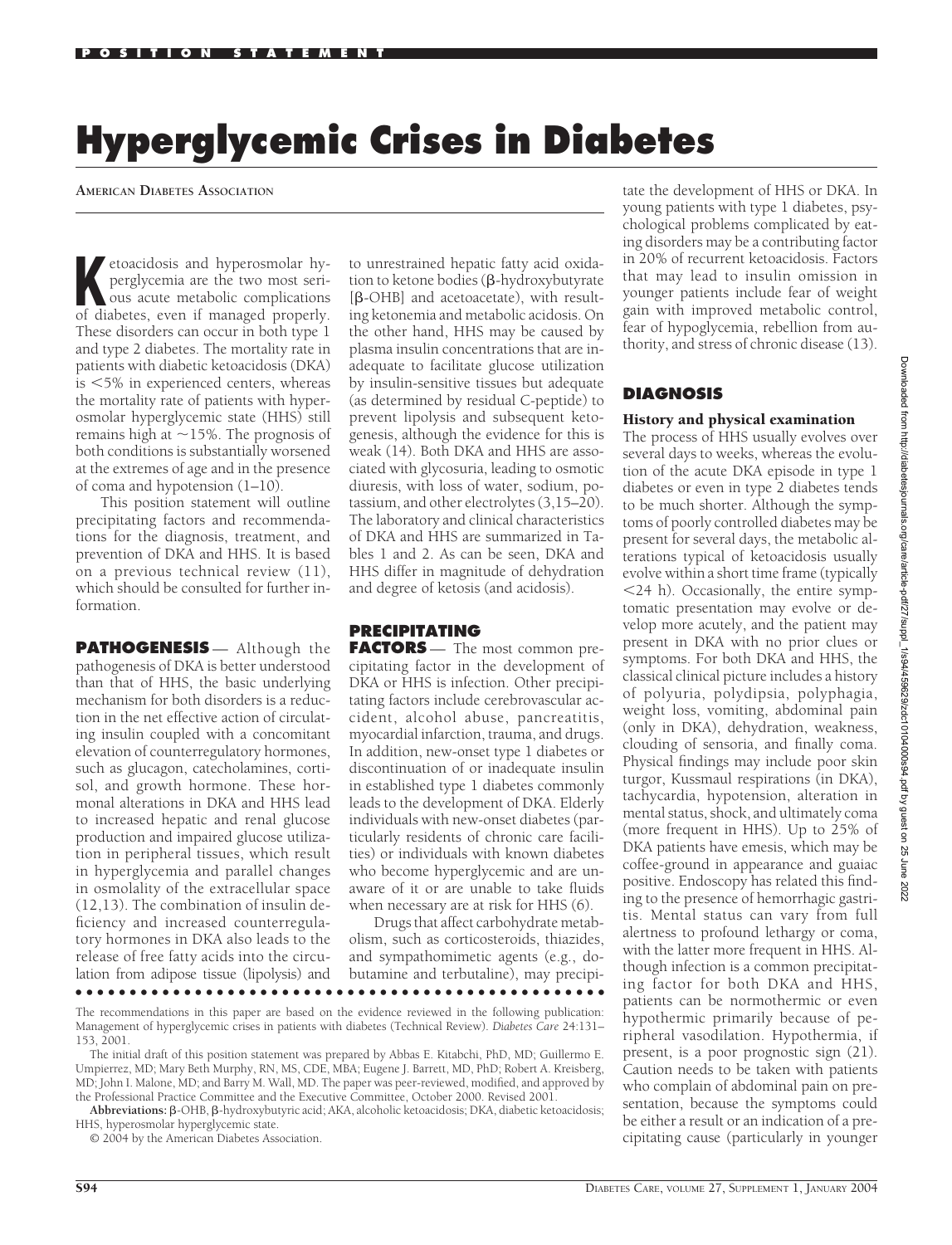POSITION STATEMENT

# Hyperglycemic Crises in Diabetes

**AMERICAN DIABETES ASSOCIATION**

Ketoacidosis and hyperosmolar hyperglycemia are the two most serious acute metabolic complications of diabetes, even if managed properly. These disorders can occur in both type 1 and type 2 diabetes. The mortality rate in patients with diabetic ketoacidosis (DKA) is <5% in experienced centers, whereas the mortality rate of patients with hyperosmolar hyperglycemic state (HHS) still remains high at ~15%. The prognosis of both conditions is substantially worsened at the extremes of age and in the presence of coma and hypotension (1–10).

This position statement will outline precipitating factors and recommendations for the diagnosis, treatment, and prevention of DKA and HHS. It is based on a previous technical review (11), which should be consulted for further information.

## PATHOGENESIS

Although the pathogenesis of DKA is better understood than that of HHS, the basic underlying mechanism for both disorders is a reduction in the net effective action of circulating insulin coupled with a concomitant elevation of counterregulatory hormones, such as glucagon, catecholamines, cortisol, and growth hormone. These hormonal alterations in DKA and HHS lead to increased hepatic and renal glucose production and impaired glucose utilization in peripheral tissues, which result in hyperglycemia and parallel changes in osmolality of the extracellular space (12,13). The combination of insulin deficiency and increased counterregulatory hormones in DKA also leads to the release of free fatty acids into the circulation from adipose tissue (lipolysis) and to unrestrained hepatic fatty acid oxidation to ketone bodies (β-hydroxybutyrate [β-OHB] and acetoacetate), with resulting ketonemia and metabolic acidosis. On the other hand, HHS may be caused by plasma insulin concentrations that are inadequate to facilitate glucose utilization by insulin-sensitive tissues but adequate (as determined by residual C-peptide) to prevent lipolysis and subsequent ketogenesis, although the evidence for this is weak (14). Both DKA and HHS are associated with glycosuria, leading to osmotic diuresis, with loss of water, sodium, potassium, and other electrolytes (3,15–20). The laboratory and clinical characteristics of DKA and HHS are summarized in Tables 1 and 2. As can be seen, DKA and HHS differ in magnitude of dehydration and degree of ketosis (and acidosis).

## PRECIPITATING FACTORS

The most common precipitating factor in the development of DKA or HHS is infection. Other precipitating factors include cerebrovascular accident, alcohol abuse, pancreatitis, myocardial infarction, trauma, and drugs. In addition, new-onset type 1 diabetes or discontinuation of or inadequate insulin in established type 1 diabetes commonly leads to the development of DKA. Elderly individuals with new-onset diabetes (particularly residents of chronic care facilities) or individuals with known diabetes who become hyperglycemic and are unaware of it or are unable to take fluids when necessary are at risk for HHS (6).

Drugs that affect carbohydrate metabolism, such as corticosteroids, thiazides, and sympathomimetic agents (e.g., dobutamine and terbutaline), may precipitate the development of HHS or DKA. In young patients with type 1 diabetes, psychological problems complicated by eating disorders may be a contributing factor in 20% of recurrent ketoacidosis. Factors that may lead to insulin omission in younger patients include fear of weight gain with improved metabolic control, fear of hypoglycemia, rebellion from authority, and stress of chronic disease (13).

## DIAGNOSIS

### History and physical examination

The process of HHS usually evolves over several days to weeks, whereas the evolution of the acute DKA episode in type 1 diabetes or even in type 2 diabetes tends to be much shorter. Although the symptoms of poorly controlled diabetes may be present for several days, the metabolic alterations typical of ketoacidosis usually evolve within a short time frame (typically <24 h). Occasionally, the entire symptomatic presentation may evolve or develop more acutely, and the patient may present in DKA with no prior clues or symptoms. For both DKA and HHS, the classical clinical picture includes a history of polyuria, polydipsia, polyphagia, weight loss, vomiting, abdominal pain (only in DKA), dehydration, weakness, clouding of sensoria, and finally coma. Physical findings may include poor skin turgor, Kussmaul respirations (in DKA), tachycardia, hypotension, alteration in mental status, shock, and ultimately coma (more frequent in HHS). Up to 25% of DKA patients have emesis, which may be coffee-ground in appearance and guaiac positive. Endoscopy has related this finding to the presence of hemorrhagic gastritis. Mental status can vary from full alertness to profound lethargy or coma, with the latter more frequent in HHS. Although infection is a common precipitating factor for both DKA and HHS, patients can be normothermic or even hypothermic primarily because of peripheral vasodilation. Hypothermia, if present, is a poor prognostic sign (21). Caution needs to be taken with patients who complain of abdominal pain on presentation, because the symptoms could be either a result or an indication of a precipitating cause (particularly in younger

---

The recommendations in this paper are based on the evidence reviewed in the following publication: Management of hyperglycemic crises in patients with diabetes (Technical Review). *Diabetes Care* 24:131–153, 2001.

The initial draft of this position statement was prepared by Abbas E. Kitabchi, PhD, MD; Guillermo E. Umpierrez, MD; Mary Beth Murphy, RN, MS, CDE, MBA; Eugene J. Barrett, MD, PhD; Robert A. Kreisberg, MD; John I. Malone, MD; and Barry M. Wall, MD. The paper was peer-reviewed, modified, and approved by the Professional Practice Committee and the Executive Committee, October 2000. Revised 2001.

**Abbreviations:** β-OHB, β-hydroxybutyric acid; AKA, alcoholic ketoacidosis; DKA, diabetic ketoacidosis; HHS, hyperosmolar hyperglycemic state.

© 2004 by the American Diabetes Association.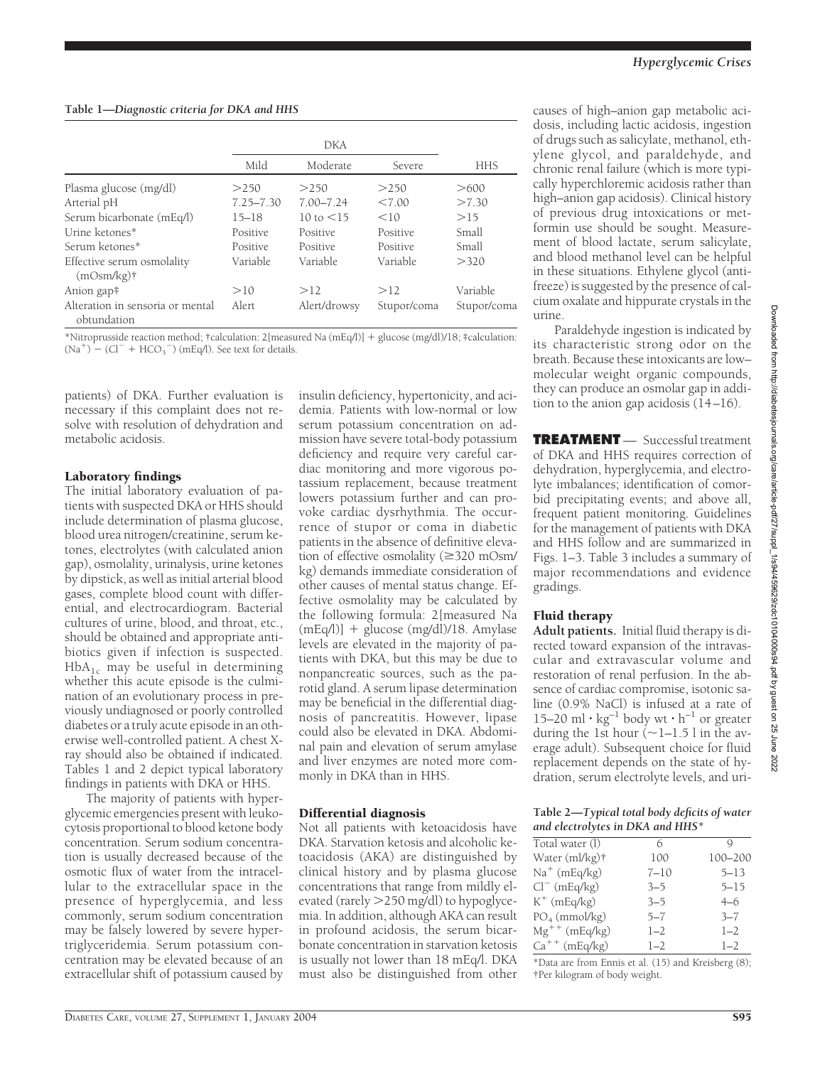**Table 1—*Diagnostic criteria for DKA and HHS***

| | DKA | | | HHS |
|---|---|---|---|---|
| | Mild | Moderate | Severe | |
| Plasma glucose (mg/dl) | >250 | >250 | >250 | >600 |
| Arterial pH | 7.25–7.30 | 7.00–7.24 | <7.00 | >7.30 |
| Serum bicarbonate (mEq/l) | 15–18 | 10 to <15 | <10 | >15 |
| Urine ketones* | Positive | Positive | Positive | Small |
| Serum ketones* | Positive | Positive | Positive | Small |
| Effective serum osmolality (mOsm/kg)† | Variable | Variable | Variable | >320 |
| Anion gap‡ | >10 | >12 | >12 | Variable |
| Alteration in sensoria or mental obtundation | Alert | Alert/drowsy | Stupor/coma | Stupor/coma |

*Nitroprusside reaction method; †calculation: 2[measured Na (mEq/l)] + glucose (mg/dl)/18; ‡calculation: $(Na^+) - (Cl^- + HCO_3^-)$ (mEq/l). See text for details.

patients) of DKA. Further evaluation is necessary if this complaint does not resolve with resolution of dehydration and metabolic acidosis.

### Laboratory findings

The initial laboratory evaluation of patients with suspected DKA or HHS should include determination of plasma glucose, blood urea nitrogen/creatinine, serum ketones, electrolytes (with calculated anion gap), osmolality, urinalysis, urine ketones by dipstick, as well as initial arterial blood gases, complete blood count with differential, and electrocardiogram. Bacterial cultures of urine, blood, and throat, etc., should be obtained and appropriate antibiotics given if infection is suspected. $HbA_{1c}$ may be useful in determining whether this acute episode is the culmination of an evolutionary process in previously undiagnosed or poorly controlled diabetes or a truly acute episode in an otherwise well-controlled patient. A chest X-ray should also be obtained if indicated. Tables 1 and 2 depict typical laboratory findings in patients with DKA or HHS.

The majority of patients with hyperglycemic emergencies present with leukocytosis proportional to blood ketone body concentration. Serum sodium concentration is usually decreased because of the osmotic flux of water from the intracellular to the extracellular space in the presence of hyperglycemia, and less commonly, serum sodium concentration may be falsely lowered by severe hypertriglyceridemia. Serum potassium concentration may be elevated because of an extracellular shift of potassium caused by insulin deficiency, hypertonicity, and acidemia. Patients with low-normal or low serum potassium concentration on admission have severe total-body potassium deficiency and require very careful cardiac monitoring and more vigorous potassium replacement, because treatment lowers potassium further and can provoke cardiac dysrhythmia. The occurrence of stupor or coma in diabetic patients in the absence of definitive elevation of effective osmolality (≥320 mOsm/kg) demands immediate consideration of other causes of mental status change. Effective osmolality may be calculated by the following formula: 2[measured Na (mEq/l)] + glucose (mg/dl)/18. Amylase levels are elevated in the majority of patients with DKA, but this may be due to nonpancreatic sources, such as the parotid gland. A serum lipase determination may be beneficial in the differential diagnosis of pancreatitis. However, lipase could also be elevated in DKA. Abdominal pain and elevation of serum amylase and liver enzymes are noted more commonly in DKA than in HHS.

### Differential diagnosis

Not all patients with ketoacidosis have DKA. Starvation ketosis and alcoholic ketoacidosis (AKA) are distinguished by clinical history and by plasma glucose concentrations that range from mildly elevated (rarely >250 mg/dl) to hypoglycemia. In addition, although AKA can result in profound acidosis, the serum bicarbonate concentration in starvation ketosis is usually not lower than 18 mEq/l. DKA must also be distinguished from other causes of high–anion gap metabolic acidosis, including lactic acidosis, ingestion of drugs such as salicylate, methanol, ethylene glycol, and paraldehyde, and chronic renal failure (which is more typically hyperchloremic acidosis rather than high–anion gap acidosis). Clinical history of previous drug intoxications or metformin use should be sought. Measurement of blood lactate, serum salicylate, and blood methanol level can be helpful in these situations. Ethylene glycol (antifreeze) is suggested by the presence of calcium oxalate and hippurate crystals in the urine.

Paraldehyde ingestion is indicated by its characteristic strong odor on the breath. Because these intoxicants are low–molecular weight organic compounds, they can produce an osmolar gap in addition to the anion gap acidosis (14–16).

## TREATMENT

Successful treatment of DKA and HHS requires correction of dehydration, hyperglycemia, and electrolyte imbalances; identification of comorbid precipitating events; and above all, frequent patient monitoring. Guidelines for the management of patients with DKA and HHS follow and are summarized in Figs. 1–3. Table 3 includes a summary of major recommendations and evidence gradings.

### Fluid therapy

**Adult patients.** Initial fluid therapy is directed toward expansion of the intravascular and extravascular volume and restoration of renal perfusion. In the absence of cardiac compromise, isotonic saline (0.9% NaCl) is infused at a rate of 15–20 $ml \cdot kg^{-1}$ body wt $\cdot h^{-1}$ or greater during the 1st hour (~1–1.5 l in the average adult). Subsequent choice for fluid replacement depends on the state of hydration, serum electrolyte levels, and uri-

**Table 2—*Typical total body deficits of water and electrolytes in DKA and HHS****

| | | |
|---|---|---|
| Total water (l) | 6 | 9 |
| Water (ml/kg)† | 100 | 100–200 |
| $Na^+$ (mEq/kg) | 7–10 | 5–13 |
| $Cl^-$ (mEq/kg) | 3–5 | 5–15 |
| $K^+$ (mEq/kg) | 3–5 | 4–6 |
| $PO_4$ (mmol/kg) | 5–7 | 3–7 |
| $Mg^{++}$ (mEq/kg) | 1–2 | 1–2 |
| $Ca^{++}$ (mEq/kg) | 1–2 | 1–2 |

*Data are from Ennis et al. (15) and Kreisberg (8); †Per kilogram of body weight.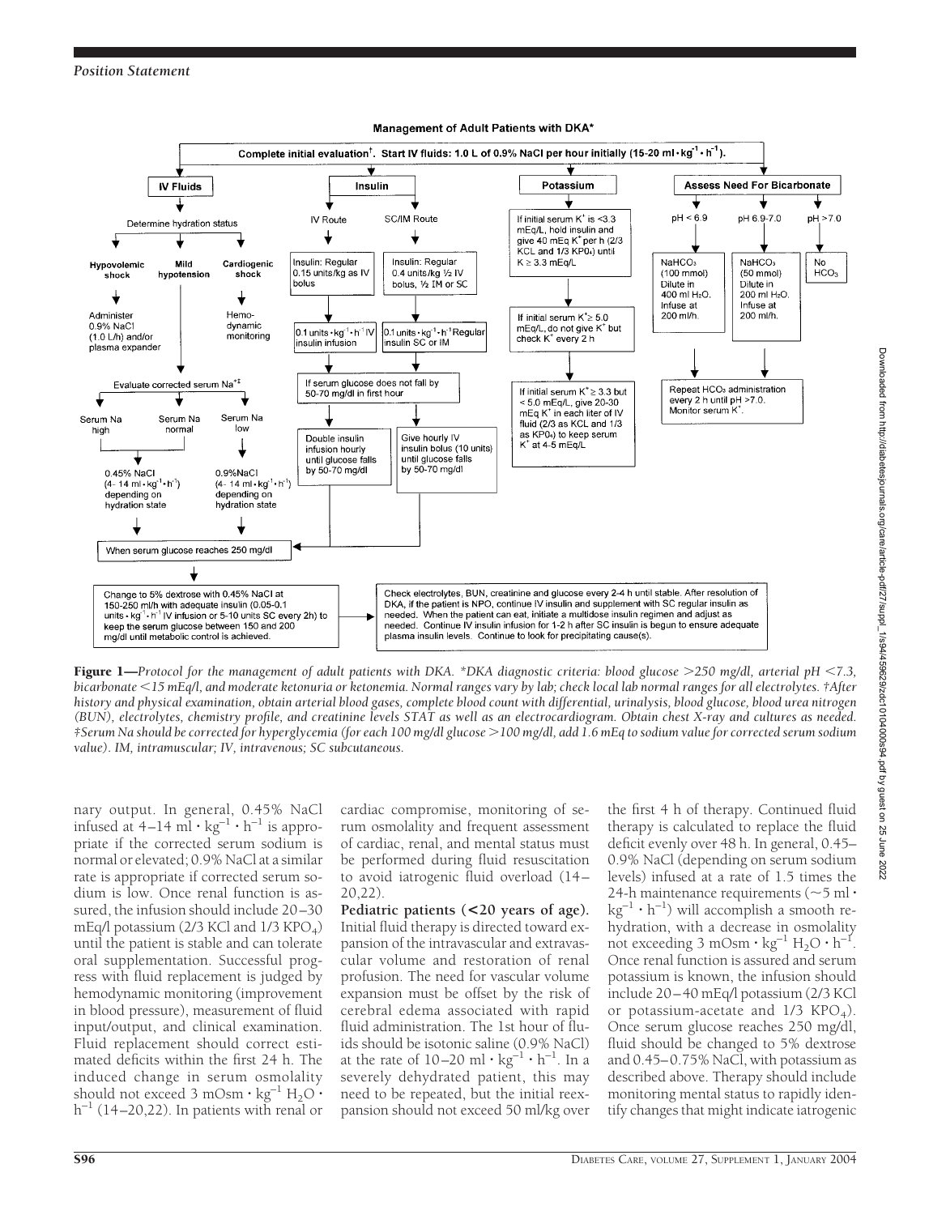**Management of Adult Patients with DKA***

Complete initial evaluation†. Start IV fluids: 1.0 L of 0.9% NaCl per hour initially (15-20 ml · kg$^{-1}$ · h$^{-1}$).

**IV Fluids**

Determine hydration status

- Hypovolemic shock → Administer 0.9% NaCl (1.0 L/h) and/or plasma expander
- Mild hypotension
- Cardiogenic shock → Hemodynamic monitoring

Evaluate corrected serum Na+‡

- Serum Na high → 0.45% NaCl (4-14 ml · kg$^{-1}$ · h$^{-1}$) depending on hydration state
- Serum Na normal → 0.45% NaCl (4-14 ml · kg$^{-1}$ · h$^{-1}$) depending on hydration state
- Serum Na low → 0.9% NaCl (4-14 ml · kg$^{-1}$ · h$^{-1}$) depending on hydration state

**Insulin**

- IV Route → Insulin: Regular 0.15 units/kg as IV bolus → 0.1 units · kg$^{-1}$ · h$^{-1}$ IV insulin infusion
- SC/IM Route → Insulin: Regular 0.4 units/kg ½ IV bolus, ½ IM or SC → 0.1 units · kg$^{-1}$ · h$^{-1}$ Regular insulin SC or IM

If serum glucose does not fall by 50-70 mg/dl in first hour

- Double insulin infusion hourly until glucose falls by 50-70 mg/dl
- Give hourly IV insulin bolus (10 units) until glucose falls by 50-70 mg/dl

**Potassium**

- If initial serum K+ is <3.3 mEq/L, hold insulin and give 40 mEq K+ per h (2/3 KCL and 1/3 KPO4) until K+ ≥ 3.3 mEq/L
- If initial serum K+ ≥ 5.0 mEq/L, do not give K+ but check K+ every 2 h
- If initial serum K+ ≥ 3.3 but < 5.0 mEq/L, give 20-30 mEq K+ in each liter of IV fluid (2/3 as KCL and 1/3 as KPO4) to keep serum K+ at 4-5 mEq/L

**Assess Need For Bicarbonate**

- pH < 6.9 → NaHCO3 (100 mmol) Dilute in 400 ml H2O. Infuse at 200 ml/h.
- pH 6.9-7.0 → NaHCO3 (50 mmol) Dilute in 200 ml H2O. Infuse at 200 ml/h.
- pH >7.0 → No HCO3

Repeat HCO3 administration every 2 h until pH >7.0. Monitor serum K+.

When serum glucose reaches 250 mg/dl

Change to 5% dextrose with 0.45% NaCl at 150-250 ml/h with adequate insulin (0.05-0.1 units · kg$^{-1}$ · h$^{-1}$ IV infusion or 5-10 units SC every 2h) to keep the serum glucose between 150 and 200 mg/dl until metabolic control is achieved.

Check electrolytes, BUN, creatinine and glucose every 2-4 h until stable. After resolution of DKA, if the patient is NPO, continue IV insulin and supplement with SC regular insulin as needed. When the patient can eat, initiate a multidose insulin regimen and adjust as needed. Continue IV insulin infusion for 1-2 h after SC insulin is begun to ensure adequate plasma insulin levels. Continue to look for precipitating cause(s).

**Figure 1**—*Protocol for the management of adult patients with DKA. \*DKA diagnostic criteria: blood glucose >250 mg/dl, arterial pH <7.3, bicarbonate <15 mEq/l, and moderate ketonuria or ketonemia. Normal ranges vary by lab; check local lab normal ranges for all electrolytes. †After history and physical examination, obtain arterial blood gases, complete blood count with differential, urinalysis, blood glucose, blood urea nitrogen (BUN), electrolytes, chemistry profile, and creatinine levels STAT as well as an electrocardiogram. Obtain chest X-ray and cultures as needed. ‡Serum Na should be corrected for hyperglycemia (for each 100 mg/dl glucose >100 mg/dl, add 1.6 mEq to sodium value for corrected serum sodium value). IM, intramuscular; IV, intravenous; SC subcutaneous.*

nary output. In general, 0.45% NaCl infused at 4–14 ml · kg$^{-1}$ · h$^{-1}$ is appropriate if the corrected serum sodium is normal or elevated; 0.9% NaCl at a similar rate is appropriate if corrected serum sodium is low. Once renal function is assured, the infusion should include 20–30 mEq/l potassium (2/3 KCl and 1/3 $KPO_4$) until the patient is stable and can tolerate oral supplementation. Successful progress with fluid replacement is judged by hemodynamic monitoring (improvement in blood pressure), measurement of fluid input/output, and clinical examination. Fluid replacement should correct estimated deficits within the first 24 h. The induced change in serum osmolality should not exceed 3 mOsm · kg$^{-1}$ $H_2O$ · h$^{-1}$ (14–20,22). In patients with renal or cardiac compromise, monitoring of serum osmolality and frequent assessment of cardiac, renal, and mental status must be performed during fluid resuscitation to avoid iatrogenic fluid overload (14–20,22).

**Pediatric patients (<20 years of age).** Initial fluid therapy is directed toward expansion of the intravascular and extravascular volume and restoration of renal profusion. The need for vascular volume expansion must be offset by the risk of cerebral edema associated with rapid fluid administration. The 1st hour of fluids should be isotonic saline (0.9% NaCl) at the rate of 10–20 ml · kg$^{-1}$ · h$^{-1}$. In a severely dehydrated patient, this may need to be repeated, but the initial reexpansion should not exceed 50 ml/kg over the first 4 h of therapy. Continued fluid therapy is calculated to replace the fluid deficit evenly over 48 h. In general, 0.45–0.9% NaCl (depending on serum sodium levels) infused at a rate of 1.5 times the 24-h maintenance requirements (~5 ml · kg$^{-1}$ · h$^{-1}$) will accomplish a smooth rehydration, with a decrease in osmolality not exceeding 3 mOsm · kg$^{-1}$ $H_2O$ · h$^{-1}$. Once renal function is assured and serum potassium is known, the infusion should include 20–40 mEq/l potassium (2/3 KCl or potassium-acetate and 1/3 $KPO_4$). Once serum glucose reaches 250 mg/dl, fluid should be changed to 5% dextrose and 0.45–0.75% NaCl, with potassium as described above. Therapy should include monitoring mental status to rapidly identify changes that might indicate iatrogenic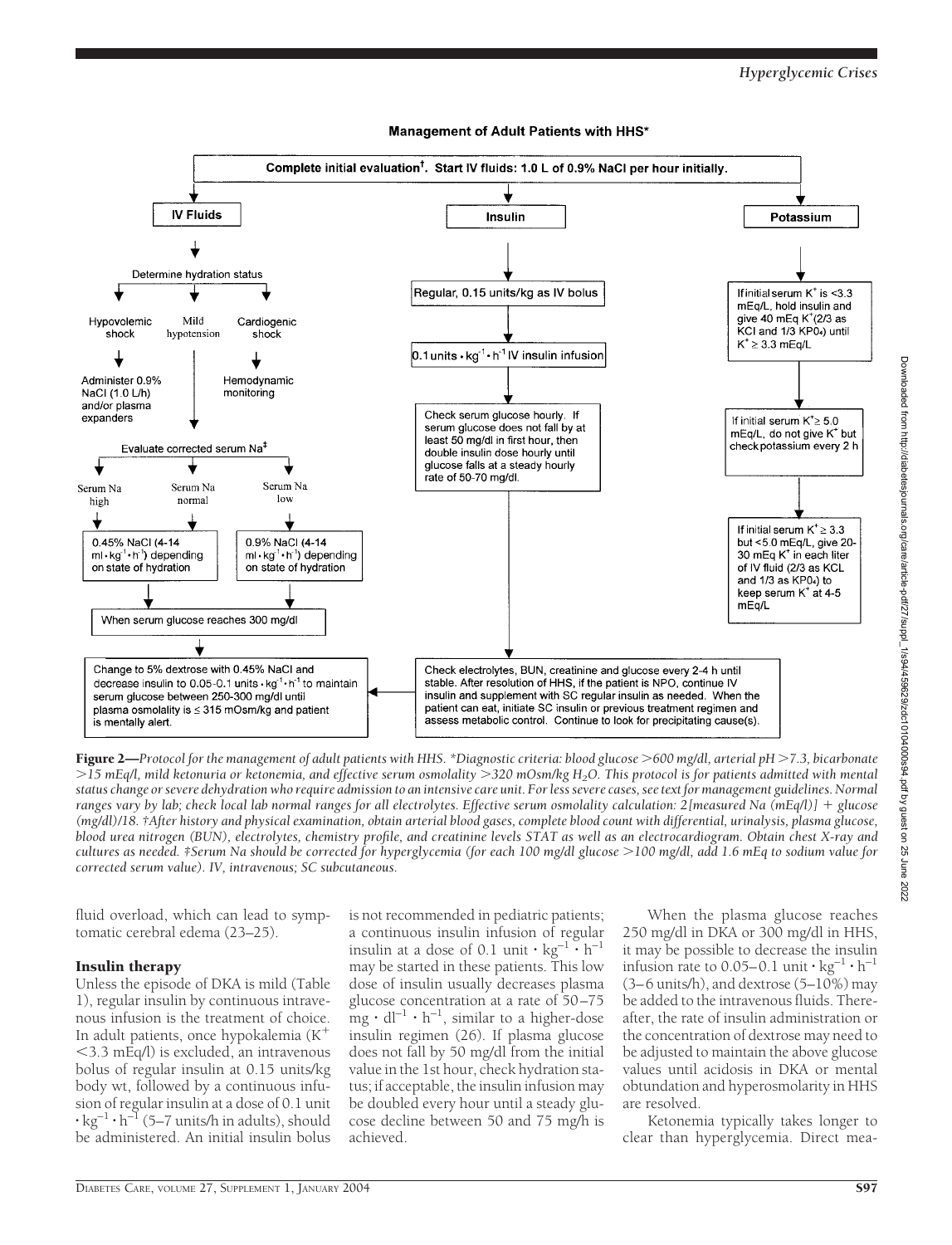**Management of Adult Patients with HHS***

Complete initial evaluation†. Start IV fluids: 1.0 L of 0.9% NaCl per hour initially.

**IV Fluids**

Determine hydration status

- Hypovolemic shock → Administer 0.9% NaCl (1.0 L/h) and/or plasma expanders
- Mild hypotension
- Cardiogenic shock → Hemodynamic monitoring

Evaluate corrected serum Na‡

- Serum Na high → 0.45% NaCl (4-14 $ml \cdot kg^{-1} \cdot h^{-1}$) depending on state of hydration
- Serum Na normal → 0.45% NaCl (4-14 $ml \cdot kg^{-1} \cdot h^{-1}$) depending on state of hydration
- Serum Na low → 0.9% NaCl (4-14 $ml \cdot kg^{-1} \cdot h^{-1}$) depending on state of hydration

When serum glucose reaches 300 mg/dl

Change to 5% dextrose with 0.45% NaCl and decrease insulin to 0.05-0.1 units $\cdot kg^{-1} \cdot h^{-1}$ to maintain serum glucose between 250-300 mg/dl until plasma osmolality is ≤ 315 mOsm/kg and patient is mentally alert.

**Insulin**

Regular, 0.15 units/kg as IV bolus

0.1 units $\cdot kg^{-1} \cdot h^{-1}$ IV insulin infusion

Check serum glucose hourly. If serum glucose does not fall by at least 50 mg/dl in first hour, then double insulin dose hourly until glucose falls at a steady hourly rate of 50-70 mg/dl.

Check electrolytes, BUN, creatinine and glucose every 2-4 h until stable. After resolution of HHS, if the patient is NPO, continue IV insulin and supplement with SC regular insulin as needed. When the patient can eat, initiate SC insulin or previous treatment regimen and assess metabolic control. Continue to look for precipitating cause(s).

**Potassium**

If initial serum $K^+$ is <3.3 mEq/L, hold insulin and give 40 mEq $K^+$ (2/3 as KCl and 1/3 $KPO_4$) until $K^+$ ≥ 3.3 mEq/L

If initial serum $K^+$ ≥ 5.0 mEq/L, do not give $K^+$ but check potassium every 2 h

If initial serum $K^+$ ≥ 3.3 but <5.0 mEq/L, give 20-30 mEq $K^+$ in each liter of IV fluid (2/3 as KCL and 1/3 as $KPO_4$) to keep serum $K^+$ at 4-5 mEq/L

**Figure 2**—*Protocol for the management of adult patients with HHS. \*Diagnostic criteria: blood glucose >600 mg/dl, arterial pH >7.3, bicarbonate >15 mEq/l, mild ketonuria or ketonemia, and effective serum osmolality >320 mOsm/kg $H_2O$. This protocol is for patients admitted with mental status change or severe dehydration who require admission to an intensive care unit. For less severe cases, see text for management guidelines. Normal ranges vary by lab; check local lab normal ranges for all electrolytes. Effective serum osmolality calculation: 2[measured Na (mEq/l)] + glucose (mg/dl)/18. †After history and physical examination, obtain arterial blood gases, complete blood count with differential, urinalysis, plasma glucose, blood urea nitrogen (BUN), electrolytes, chemistry profile, and creatinine levels STAT as well as an electrocardiogram. Obtain chest X-ray and cultures as needed. ‡Serum Na should be corrected for hyperglycemia (for each 100 mg/dl glucose >100 mg/dl, add 1.6 mEq to sodium value for corrected serum value). IV, intravenous; SC subcutaneous.*

fluid overload, which can lead to symptomatic cerebral edema (23–25).

### Insulin therapy

Unless the episode of DKA is mild (Table 1), regular insulin by continuous intravenous infusion is the treatment of choice. In adult patients, once hypokalemia ($K^+$ <3.3 mEq/l) is excluded, an intravenous bolus of regular insulin at 0.15 units/kg body wt, followed by a continuous infusion of regular insulin at a dose of 0.1 unit $\cdot kg^{-1} \cdot h^{-1}$ (5–7 units/h in adults), should be administered. An initial insulin bolus is not recommended in pediatric patients; a continuous insulin infusion of regular insulin at a dose of 0.1 unit $\cdot kg^{-1} \cdot h^{-1}$ may be started in these patients. This low dose of insulin usually decreases plasma glucose concentration at a rate of 50–75 $mg \cdot dl^{-1} \cdot h^{-1}$, similar to a higher-dose insulin regimen (26). If plasma glucose does not fall by 50 mg/dl from the initial value in the 1st hour, check hydration status; if acceptable, the insulin infusion may be doubled every hour until a steady glucose decline between 50 and 75 mg/h is achieved.

When the plasma glucose reaches 250 mg/dl in DKA or 300 mg/dl in HHS, it may be possible to decrease the insulin infusion rate to 0.05–0.1 unit $\cdot kg^{-1} \cdot h^{-1}$ (3–6 units/h), and dextrose (5–10%) may be added to the intravenous fluids. Thereafter, the rate of insulin administration or the concentration of dextrose may need to be adjusted to maintain the above glucose values until acidosis in DKA or mental obtundation and hyperosmolarity in HHS are resolved.

Ketonemia typically takes longer to clear than hyperglycemia. Direct mea-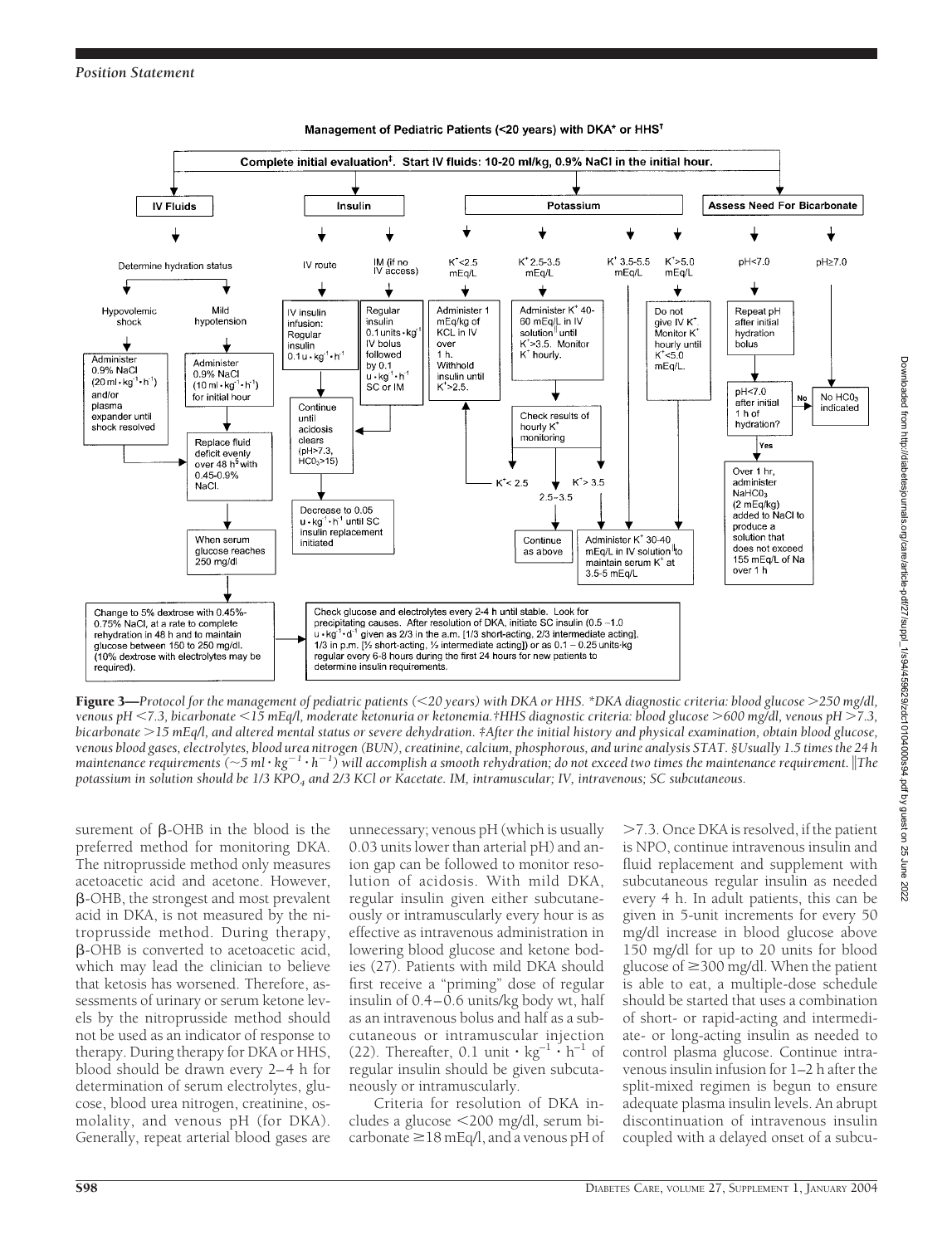**Management of Pediatric Patients (<20 years) with DKA* or HHS†**

Complete initial evaluation‡. Start IV fluids: 10-20 ml/kg, 0.9% NaCl in the initial hour.

**IV Fluids**

- Determine hydration status
  - Hypovolemic shock → Administer 0.9% NaCl ($20\ \mathrm{ml \cdot kg^{-1} \cdot h^{-1}}$) and/or plasma expander until shock resolved
  - Mild hypotension → Administer 0.9% NaCl ($10\ \mathrm{ml \cdot kg^{-1} \cdot h^{-1}}$) for initial hour
  - → Replace fluid deficit evenly over 48 h§ with 0.45-0.9% NaCl.
  - → When serum glucose reaches 250 mg/dl
  - → Change to 5% dextrose with 0.45%-0.75% NaCl, at a rate to complete rehydration in 48 h and to maintain glucose between 150 to 250 mg/dl. (10% dextrose with electrolytes may be required).

**Insulin**

- IV route → IV insulin infusion: Regular insulin $0.1\ \mathrm{u \cdot kg^{-1} \cdot h^{-1}}$
- IM (if no IV access) → Regular insulin $0.1\ \mathrm{units \cdot kg^{-1}}$ IV bolus followed by $0.1\ \mathrm{u \cdot kg^{-1} \cdot h^{-1}}$ SC or IM
- → Continue until acidosis clears (pH>7.3, $HCO_3$>15)
- → Decrease to $0.05\ \mathrm{u \cdot kg^{-1} \cdot h^{-1}}$ until SC insulin replacement initiated

**Potassium**

- $K^+$<2.5 mEq/L → Administer 1 mEq/kg of KCL in IV over 1 h. Withhold insulin until $K^+$>2.5.
- $K^+$ 2.5-3.5 mEq/L → Administer $K^+$ 40-60 mEq/L in IV solution‖ until $K^+$>3.5. Monitor $K^+$ hourly. → Check results of hourly $K^+$ monitoring:
  - $K^+$< 2.5 → (return to $K^+$<2.5 protocol)
  - 2.5–3.5 → Continue as above
  - $K^+$> 3.5 → Administer $K^+$ 30-40 mEq/L in IV solution‖ to maintain serum $K^+$ at 3.5-5 mEq/L
- $K^+$ 3.5-5.5 mEq/L → Administer $K^+$ 30-40 mEq/L in IV solution‖ to maintain serum $K^+$ at 3.5-5 mEq/L
- $K^+$>5.0 mEq/L → Do not give IV $K^+$. Monitor $K^+$ hourly until $K^+$<5.0 mEq/L.

**Assess Need For Bicarbonate**

- pH<7.0 → Repeat pH after initial hydration bolus → pH<7.0 after initial 1 h of hydration?
  - No → No $HCO_3$ indicated
  - Yes → Over 1 hr, administer $NaHCO_3$ (2 mEq/kg) added to NaCl to produce a solution that does not exceed 155 mEq/L of Na over 1 h
- pH≥7.0 → No $HCO_3$ indicated

Check glucose and electrolytes every 2-4 h until stable. Look for precipitating causes. After resolution of DKA, initiate SC insulin (0.5 –1.0 $\mathrm{u \cdot kg^{-1} \cdot d^{-1}}$ given as 2/3 in the a.m. [1/3 short-acting, 2/3 intermediate acting], 1/3 in p.m. [½ short-acting, ½ intermediate acting]) or as 0.1 – 0.25 units·kg regular every 6-8 hours during the first 24 hours for new patients to determine insulin requirements.

**Figure 3**—*Protocol for the management of pediatric patients (<20 years) with DKA or HHS. \*DKA diagnostic criteria: blood glucose >250 mg/dl, venous pH <7.3, bicarbonate <15 mEq/l, moderate ketonuria or ketonemia. †HHS diagnostic criteria: blood glucose >600 mg/dl, venous pH >7.3, bicarbonate >15 mEq/l, and altered mental status or severe dehydration. ‡After the initial history and physical examination, obtain blood glucose, venous blood gases, electrolytes, blood urea nitrogen (BUN), creatinine, calcium, phosphorous, and urine analysis STAT. §Usually 1.5 times the 24 h maintenance requirements (~5 $ml \cdot kg^{-1} \cdot h^{-1}$) will accomplish a smooth rehydration; do not exceed two times the maintenance requirement. ‖The potassium in solution should be 1/3 $KPO_4$ and 2/3 KCl or Kacetate. IM, intramuscular; IV, intravenous; SC subcutaneous.*

surement of β-OHB in the blood is the preferred method for monitoring DKA. The nitroprusside method only measures acetoacetic acid and acetone. However, β-OHB, the strongest and most prevalent acid in DKA, is not measured by the nitroprusside method. During therapy, β-OHB is converted to acetoacetic acid, which may lead the clinician to believe that ketosis has worsened. Therefore, assessments of urinary or serum ketone levels by the nitroprusside method should not be used as an indicator of response to therapy. During therapy for DKA or HHS, blood should be drawn every 2–4 h for determination of serum electrolytes, glucose, blood urea nitrogen, creatinine, osmolality, and venous pH (for DKA). Generally, repeat arterial blood gases are unnecessary; venous pH (which is usually 0.03 units lower than arterial pH) and anion gap can be followed to monitor resolution of acidosis. With mild DKA, regular insulin given either subcutaneously or intramuscularly every hour is as effective as intravenous administration in lowering blood glucose and ketone bodies (27). Patients with mild DKA should first receive a "priming" dose of regular insulin of 0.4–0.6 units/kg body wt, half as an intravenous bolus and half as a subcutaneous or intramuscular injection (22). Thereafter, 0.1 unit $\cdot$ $kg^{-1}$ $\cdot$ $h^{-1}$ of regular insulin should be given subcutaneously or intramuscularly.

Criteria for resolution of DKA includes a glucose <200 mg/dl, serum bicarbonate ≥18 mEq/l, and a venous pH of >7.3. Once DKA is resolved, if the patient is NPO, continue intravenous insulin and fluid replacement and supplement with subcutaneous regular insulin as needed every 4 h. In adult patients, this can be given in 5-unit increments for every 50 mg/dl increase in blood glucose above 150 mg/dl for up to 20 units for blood glucose of ≥300 mg/dl. When the patient is able to eat, a multiple-dose schedule should be started that uses a combination of short- or rapid-acting and intermediate- or long-acting insulin as needed to control plasma glucose. Continue intravenous insulin infusion for 1–2 h after the split-mixed regimen is begun to ensure adequate plasma insulin levels. An abrupt discontinuation of intravenous insulin coupled with a delayed onset of a subcu-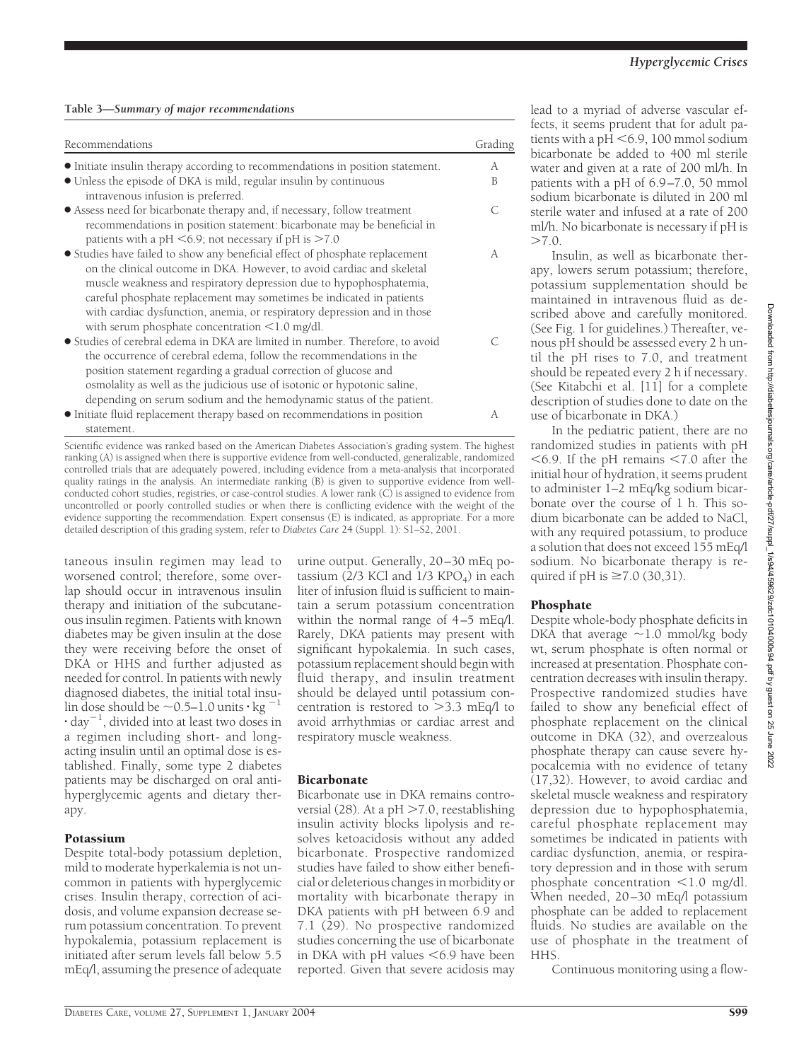**Table 3—*Summary of major recommendations***

| Recommendations | Grading |
|---|---|
| • Initiate insulin therapy according to recommendations in position statement. | A |
| • Unless the episode of DKA is mild, regular insulin by continuous intravenous infusion is preferred. | B |
| • Assess need for bicarbonate therapy and, if necessary, follow treatment recommendations in position statement: bicarbonate may be beneficial in patients with a pH <6.9; not necessary if pH is >7.0 | C |
| • Studies have failed to show any beneficial effect of phosphate replacement on the clinical outcome in DKA. However, to avoid cardiac and skeletal muscle weakness and respiratory depression due to hypophosphatemia, careful phosphate replacement may sometimes be indicated in patients with cardiac dysfunction, anemia, or respiratory depression and in those with serum phosphate concentration <1.0 mg/dl. | A |
| • Studies of cerebral edema in DKA are limited in number. Therefore, to avoid the occurrence of cerebral edema, follow the recommendations in the position statement regarding a gradual correction of glucose and osmolality as well as the judicious use of isotonic or hypotonic saline, depending on serum sodium and the hemodynamic status of the patient. | C |
| • Initiate fluid replacement therapy based on recommendations in position statement. | A |

Scientific evidence was ranked based on the American Diabetes Association's grading system. The highest ranking (A) is assigned when there is supportive evidence from well-conducted, generalizable, randomized controlled trials that are adequately powered, including evidence from a meta-analysis that incorporated quality ratings in the analysis. An intermediate ranking (B) is given to supportive evidence from well-conducted cohort studies, registries, or case-control studies. A lower rank (C) is assigned to evidence from uncontrolled or poorly controlled studies or when there is conflicting evidence with the weight of the evidence supporting the recommendation. Expert consensus (E) is indicated, as appropriate. For a more detailed description of this grading system, refer to *Diabetes Care* 24 (Suppl. 1): S1–S2, 2001.

taneous insulin regimen may lead to worsened control; therefore, some overlap should occur in intravenous insulin therapy and initiation of the subcutaneous insulin regimen. Patients with known diabetes may be given insulin at the dose they were receiving before the onset of DKA or HHS and further adjusted as needed for control. In patients with newly diagnosed diabetes, the initial total insulin dose should be ~0.5–1.0 units $\cdot$ kg$^{-1}$ $\cdot$ day$^{-1}$, divided into at least two doses in a regimen including short- and long-acting insulin until an optimal dose is established. Finally, some type 2 diabetes patients may be discharged on oral antihyperglycemic agents and dietary therapy.

## Potassium

Despite total-body potassium depletion, mild to moderate hyperkalemia is not uncommon in patients with hyperglycemic crises. Insulin therapy, correction of acidosis, and volume expansion decrease serum potassium concentration. To prevent hypokalemia, potassium replacement is initiated after serum levels fall below 5.5 mEq/l, assuming the presence of adequate urine output. Generally, 20–30 mEq potassium (2/3 KCl and 1/3 $KPO_4$) in each liter of infusion fluid is sufficient to maintain a serum potassium concentration within the normal range of 4–5 mEq/l. Rarely, DKA patients may present with significant hypokalemia. In such cases, potassium replacement should begin with fluid therapy, and insulin treatment should be delayed until potassium concentration is restored to >3.3 mEq/l to avoid arrhythmias or cardiac arrest and respiratory muscle weakness.

## Bicarbonate

Bicarbonate use in DKA remains controversial (28). At a pH >7.0, reestablishing insulin activity blocks lipolysis and resolves ketoacidosis without any added bicarbonate. Prospective randomized studies have failed to show either beneficial or deleterious changes in morbidity or mortality with bicarbonate therapy in DKA patients with pH between 6.9 and 7.1 (29). No prospective randomized studies concerning the use of bicarbonate in DKA with pH values <6.9 have been reported. Given that severe acidosis may lead to a myriad of adverse vascular effects, it seems prudent that for adult patients with a pH <6.9, 100 mmol sodium bicarbonate be added to 400 ml sterile water and given at a rate of 200 ml/h. In patients with a pH of 6.9–7.0, 50 mmol sodium bicarbonate is diluted in 200 ml sterile water and infused at a rate of 200 ml/h. No bicarbonate is necessary if pH is >7.0.

Insulin, as well as bicarbonate therapy, lowers serum potassium; therefore, potassium supplementation should be maintained in intravenous fluid as described above and carefully monitored. (See Fig. 1 for guidelines.) Thereafter, venous pH should be assessed every 2 h until the pH rises to 7.0, and treatment should be repeated every 2 h if necessary. (See Kitabchi et al. [11] for a complete description of studies done to date on the use of bicarbonate in DKA.)

In the pediatric patient, there are no randomized studies in patients with pH <6.9. If the pH remains <7.0 after the initial hour of hydration, it seems prudent to administer 1–2 mEq/kg sodium bicarbonate over the course of 1 h. This sodium bicarbonate can be added to NaCl, with any required potassium, to produce a solution that does not exceed 155 mEq/l sodium. No bicarbonate therapy is required if pH is ≥7.0 (30,31).

## Phosphate

Despite whole-body phosphate deficits in DKA that average ~1.0 mmol/kg body wt, serum phosphate is often normal or increased at presentation. Phosphate concentration decreases with insulin therapy. Prospective randomized studies have failed to show any beneficial effect of phosphate replacement on the clinical outcome in DKA (32), and overzealous phosphate therapy can cause severe hypocalcemia with no evidence of tetany (17,32). However, to avoid cardiac and skeletal muscle weakness and respiratory depression due to hypophosphatemia, careful phosphate replacement may sometimes be indicated in patients with cardiac dysfunction, anemia, or respiratory depression and in those with serum phosphate concentration <1.0 mg/dl. When needed, 20–30 mEq/l potassium phosphate can be added to replacement fluids. No studies are available on the use of phosphate in the treatment of HHS.

Continuous monitoring using a flow-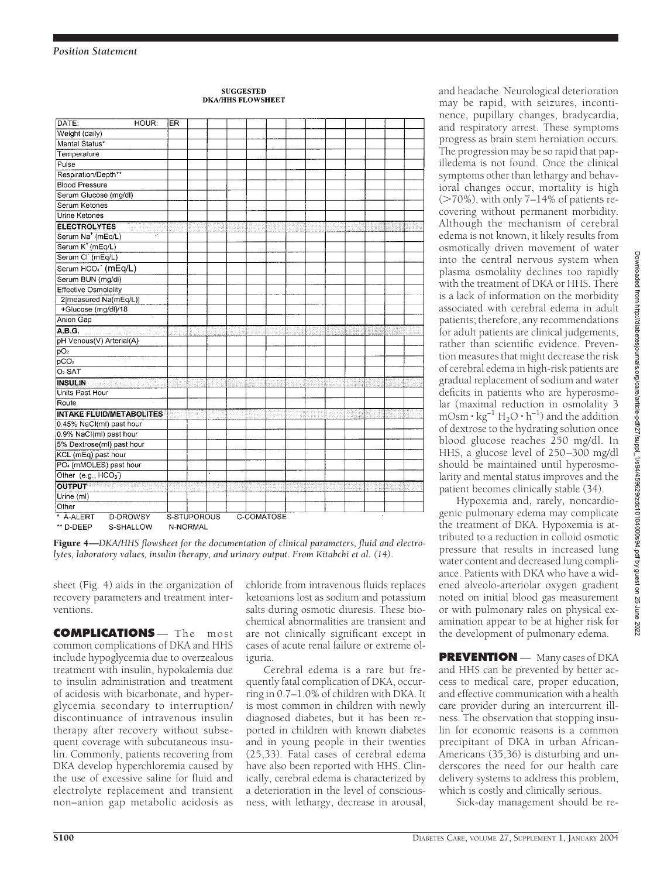**SUGGESTED DKA/HHS FLOWSHEET**

| DATE: HOUR: | ER | | | | | | | | | | | | |
|---|---|---|---|---|---|---|---|---|---|---|---|---|---|
| Weight (daily) | | | | | | | | | | | | | |
| Mental Status* | | | | | | | | | | | | | |
| Temperature | | | | | | | | | | | | | |
| Pulse | | | | | | | | | | | | | |
| Respiration/Depth** | | | | | | | | | | | | | |
| Blood Pressure | | | | | | | | | | | | | |
| Serum Glucose (mg/dl) | | | | | | | | | | | | | |
| Serum Ketones | | | | | | | | | | | | | |
| Urine Ketones | | | | | | | | | | | | | |
| **ELECTROLYTES** | | | | | | | | | | | | | |
| Serum $Na^+$ (mEq/L) | | | | | | | | | | | | | |
| Serum $K^+$ (mEq/L) | | | | | | | | | | | | | |
| Serum $Cl^-$ (mEq/L) | | | | | | | | | | | | | |
| Serum $HCO_3^-$ (mEq/L) | | | | | | | | | | | | | |
| Serum BUN (mg/dl) | | | | | | | | | | | | | |
| Effective Osmolality 2[measured Na(mEq/L)] +Glucose (mg/dl)/18 | | | | | | | | | | | | | |
| Anion Gap | | | | | | | | | | | | | |
| **A.B.G.** | | | | | | | | | | | | | |
| pH Venous(V) Arterial(A) | | | | | | | | | | | | | |
| $pO_2$ | | | | | | | | | | | | | |
| $pCO_2$ | | | | | | | | | | | | | |
| $O_2$ SAT | | | | | | | | | | | | | |
| **INSULIN** | | | | | | | | | | | | | |
| Units Past Hour | | | | | | | | | | | | | |
| Route | | | | | | | | | | | | | |
| **INTAKE FLUID/METABOLITES** | | | | | | | | | | | | | |
| 0.45% NaCl(ml) past hour | | | | | | | | | | | | | |
| 0.9% NaCl(ml) past hour | | | | | | | | | | | | | |
| 5% Dextrose(ml) past hour | | | | | | | | | | | | | |
| KCL (mEq) past hour | | | | | | | | | | | | | |
| $PO_4$ (mMOLES) past hour | | | | | | | | | | | | | |
| Other (e.g., $HCO_3^-$) | | | | | | | | | | | | | |
| **OUTPUT** | | | | | | | | | | | | | |
| Urine (ml) | | | | | | | | | | | | | |
| Other | | | | | | | | | | | | | |

\* A-ALERT D-DROWSY S-STUPOROUS C-COMATOSE

\*\* D-DEEP S-SHALLOW N-NORMAL

**Figure 4**—*DKA/HHS flowsheet for the documentation of clinical parameters, fluid and electrolytes, laboratory values, insulin therapy, and urinary output. From Kitabchi et al. (14).*

sheet (Fig. 4) aids in the organization of recovery parameters and treatment interventions.

## COMPLICATIONS

The most common complications of DKA and HHS include hypoglycemia due to overzealous treatment with insulin, hypokalemia due to insulin administration and treatment of acidosis with bicarbonate, and hyperglycemia secondary to interruption/discontinuance of intravenous insulin therapy after recovery without subsequent coverage with subcutaneous insulin. Commonly, patients recovering from DKA develop hyperchloremia caused by the use of excessive saline for fluid and electrolyte replacement and transient non–anion gap metabolic acidosis as chloride from intravenous fluids replaces ketoanions lost as sodium and potassium salts during osmotic diuresis. These biochemical abnormalities are transient and are not clinically significant except in cases of acute renal failure or extreme oliguria.

Cerebral edema is a rare but frequently fatal complication of DKA, occurring in 0.7–1.0% of children with DKA. It is most common in children with newly diagnosed diabetes, but it has been reported in children with known diabetes and in young people in their twenties (25,33). Fatal cases of cerebral edema have also been reported with HHS. Clinically, cerebral edema is characterized by a deterioration in the level of consciousness, with lethargy, decrease in arousal, and headache. Neurological deterioration may be rapid, with seizures, incontinence, pupillary changes, bradycardia, and respiratory arrest. These symptoms progress as brain stem herniation occurs. The progression may be so rapid that papilledema is not found. Once the clinical symptoms other than lethargy and behavioral changes occur, mortality is high (>70%), with only 7–14% of patients recovering without permanent morbidity. Although the mechanism of cerebral edema is not known, it likely results from osmotically driven movement of water into the central nervous system when plasma osmolality declines too rapidly with the treatment of DKA or HHS. There is a lack of information on the morbidity associated with cerebral edema in adult patients; therefore, any recommendations for adult patients are clinical judgements, rather than scientific evidence. Prevention measures that might decrease the risk of cerebral edema in high-risk patients are gradual replacement of sodium and water deficits in patients who are hyperosmolar (maximal reduction in osmolality 3 $mOsm \cdot kg^{-1} H_2O \cdot h^{-1}$) and the addition of dextrose to the hydrating solution once blood glucose reaches 250 mg/dl. In HHS, a glucose level of 250–300 mg/dl should be maintained until hyperosmolarity and mental status improves and the patient becomes clinically stable (34).

Hypoxemia and, rarely, noncardiogenic pulmonary edema may complicate the treatment of DKA. Hypoxemia is attributed to a reduction in colloid osmotic pressure that results in increased lung water content and decreased lung compliance. Patients with DKA who have a widened alveolo-arteriolar oxygen gradient noted on initial blood gas measurement or with pulmonary rales on physical examination appear to be at higher risk for the development of pulmonary edema.

## PREVENTION

Many cases of DKA and HHS can be prevented by better access to medical care, proper education, and effective communication with a health care provider during an intercurrent illness. The observation that stopping insulin for economic reasons is a common precipitant of DKA in urban African-Americans (35,36) is disturbing and underscores the need for our health care delivery systems to address this problem, which is costly and clinically serious.

Sick-day management should be re-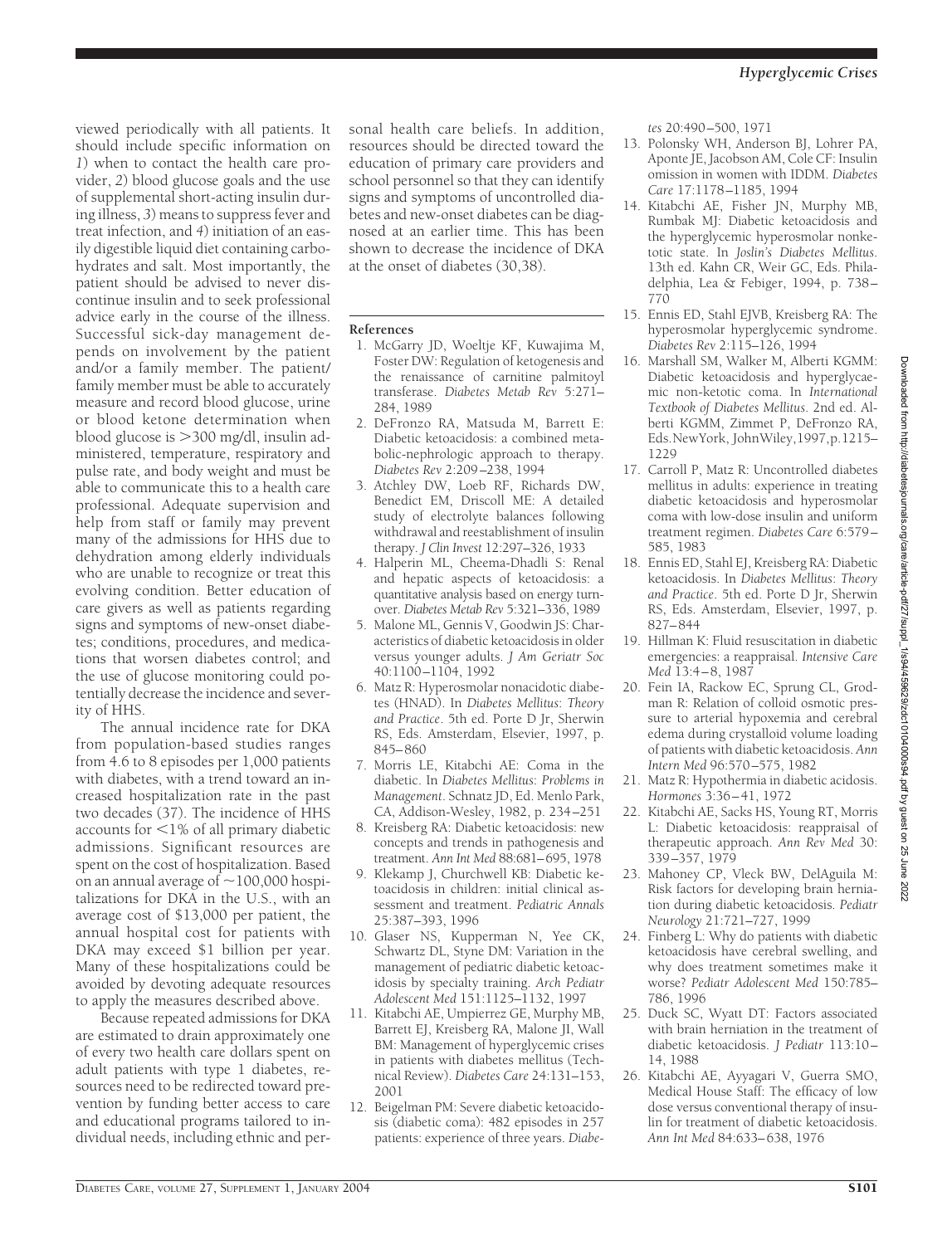viewed periodically with all patients. It should include specific information on *1*) when to contact the health care provider, *2*) blood glucose goals and the use of supplemental short-acting insulin during illness, *3*) means to suppress fever and treat infection, and *4*) initiation of an easily digestible liquid diet containing carbohydrates and salt. Most importantly, the patient should be advised to never discontinue insulin and to seek professional advice early in the course of the illness. Successful sick-day management depends on involvement by the patient and/or a family member. The patient/family member must be able to accurately measure and record blood glucose, urine or blood ketone determination when blood glucose is >300 mg/dl, insulin administered, temperature, respiratory and pulse rate, and body weight and must be able to communicate this to a health care professional. Adequate supervision and help from staff or family may prevent many of the admissions for HHS due to dehydration among elderly individuals who are unable to recognize or treat this evolving condition. Better education of care givers as well as patients regarding signs and symptoms of new-onset diabetes; conditions, procedures, and medications that worsen diabetes control; and the use of glucose monitoring could potentially decrease the incidence and severity of HHS.

The annual incidence rate for DKA from population-based studies ranges from 4.6 to 8 episodes per 1,000 patients with diabetes, with a trend toward an increased hospitalization rate in the past two decades (37). The incidence of HHS accounts for <1% of all primary diabetic admissions. Significant resources are spent on the cost of hospitalization. Based on an annual average of ~100,000 hospitalizations for DKA in the U.S., with an average cost of $13,000 per patient, the annual hospital cost for patients with DKA may exceed $1 billion per year. Many of these hospitalizations could be avoided by devoting adequate resources to apply the measures described above.

Because repeated admissions for DKA are estimated to drain approximately one of every two health care dollars spent on adult patients with type 1 diabetes, resources need to be redirected toward prevention by funding better access to care and educational programs tailored to individual needs, including ethnic and personal health care beliefs. In addition, resources should be directed toward the education of primary care providers and school personnel so that they can identify signs and symptoms of uncontrolled diabetes and new-onset diabetes can be diagnosed at an earlier time. This has been shown to decrease the incidence of DKA at the onset of diabetes (30,38).

**References**

1. McGarry JD, Woeltje KF, Kuwajima M, Foster DW: Regulation of ketogenesis and the renaissance of carnitine palmitoyl transferase. *Diabetes Metab Rev* 5:271–284, 1989
2. DeFronzo RA, Matsuda M, Barrett E: Diabetic ketoacidosis: a combined metabolic-nephrologic approach to therapy. *Diabetes Rev* 2:209–238, 1994
3. Atchley DW, Loeb RF, Richards DW, Benedict EM, Driscoll ME: A detailed study of electrolyte balances following withdrawal and reestablishment of insulin therapy. *J Clin Invest* 12:297–326, 1933
4. Halperin ML, Cheema-Dhadli S: Renal and hepatic aspects of ketoacidosis: a quantitative analysis based on energy turnover. *Diabetes Metab Rev* 5:321–336, 1989
5. Malone ML, Gennis V, Goodwin JS: Characteristics of diabetic ketoacidosis in older versus younger adults. *J Am Geriatr Soc* 40:1100–1104, 1992
6. Matz R: Hyperosmolar nonacidotic diabetes (HNAD). In *Diabetes Mellitus: Theory and Practice*. 5th ed. Porte D Jr, Sherwin RS, Eds. Amsterdam, Elsevier, 1997, p. 845–860
7. Morris LE, Kitabchi AE: Coma in the diabetic. In *Diabetes Mellitus: Problems in Management*. Schnatz JD, Ed. Menlo Park, CA, Addison-Wesley, 1982, p. 234–251
8. Kreisberg RA: Diabetic ketoacidosis: new concepts and trends in pathogenesis and treatment. *Ann Int Med* 88:681–695, 1978
9. Klekamp J, Churchwell KB: Diabetic ketoacidosis in children: initial clinical assessment and treatment. *Pediatric Annals* 25:387–393, 1996
10. Glaser NS, Kupperman N, Yee CK, Schwartz DL, Styne DM: Variation in the management of pediatric diabetic ketoacidosis by specialty training. *Arch Pediatr Adolescent Med* 151:1125–1132, 1997
11. Kitabchi AE, Umpierrez GE, Murphy MB, Barrett EJ, Kreisberg RA, Malone JI, Wall BM: Management of hyperglycemic crises in patients with diabetes mellitus (Technical Review). *Diabetes Care* 24:131–153, 2001
12. Beigelman PM: Severe diabetic ketoacidosis (diabetic coma): 482 episodes in 257 patients: experience of three years. *Diabetes* 20:490–500, 1971
13. Polonsky WH, Anderson BJ, Lohrer PA, Aponte JE, Jacobson AM, Cole CF: Insulin omission in women with IDDM. *Diabetes Care* 17:1178–1185, 1994
14. Kitabchi AE, Fisher JN, Murphy MB, Rumbak MJ: Diabetic ketoacidosis and the hyperglycemic hyperosmolar nonketotic state. In *Joslin's Diabetes Mellitus*. 13th ed. Kahn CR, Weir GC, Eds. Philadelphia, Lea & Febiger, 1994, p. 738–770
15. Ennis ED, Stahl EJVB, Kreisberg RA: The hyperosmolar hyperglycemic syndrome. *Diabetes Rev* 2:115–126, 1994
16. Marshall SM, Walker M, Alberti KGMM: Diabetic ketoacidosis and hyperglycaemic non-ketotic coma. In *International Textbook of Diabetes Mellitus*. 2nd ed. Alberti KGMM, Zimmet P, DeFronzo RA, Eds.NewYork, JohnWiley,1997,p.1215–1229
17. Carroll P, Matz R: Uncontrolled diabetes mellitus in adults: experience in treating diabetic ketoacidosis and hyperosmolar coma with low-dose insulin and uniform treatment regimen. *Diabetes Care* 6:579–585, 1983
18. Ennis ED, Stahl EJ, Kreisberg RA: Diabetic ketoacidosis. In *Diabetes Mellitus: Theory and Practice*. 5th ed. Porte D Jr, Sherwin RS, Eds. Amsterdam, Elsevier, 1997, p. 827–844
19. Hillman K: Fluid resuscitation in diabetic emergencies: a reappraisal. *Intensive Care Med* 13:4–8, 1987
20. Fein IA, Rackow EC, Sprung CL, Grodman R: Relation of colloid osmotic pressure to arterial hypoxemia and cerebral edema during crystalloid volume loading of patients with diabetic ketoacidosis. *Ann Intern Med* 96:570–575, 1982
21. Matz R: Hypothermia in diabetic acidosis. *Hormones* 3:36–41, 1972
22. Kitabchi AE, Sacks HS, Young RT, Morris L: Diabetic ketoacidosis: reappraisal of therapeutic approach. *Ann Rev Med* 30: 339–357, 1979
23. Mahoney CP, Vleck BW, DelAguila M: Risk factors for developing brain herniation during diabetic ketoacidosis. *Pediatr Neurology* 21:721–727, 1999
24. Finberg L: Why do patients with diabetic ketoacidosis have cerebral swelling, and why does treatment sometimes make it worse? *Pediatr Adolescent Med* 150:785–786, 1996
25. Duck SC, Wyatt DT: Factors associated with brain herniation in the treatment of diabetic ketoacidosis. *J Pediatr* 113:10–14, 1988
26. Kitabchi AE, Ayyagari V, Guerra SMO, Medical House Staff: The efficacy of low dose versus conventional therapy of insulin for treatment of diabetic ketoacidosis. *Ann Int Med* 84:633–638, 1976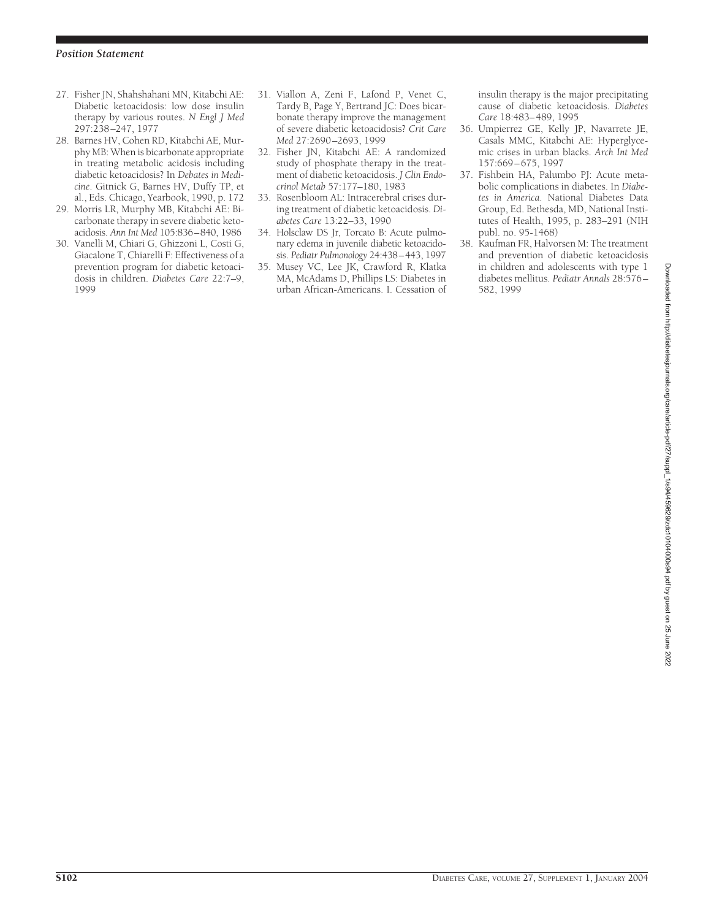27. Fisher JN, Shahshahani MN, Kitabchi AE: Diabetic ketoacidosis: low dose insulin therapy by various routes. *N Engl J Med* 297:238–247, 1977
28. Barnes HV, Cohen RD, Kitabchi AE, Murphy MB: When is bicarbonate appropriate in treating metabolic acidosis including diabetic ketoacidosis? In *Debates in Medicine*. Gitnick G, Barnes HV, Duffy TP, et al., Eds. Chicago, Yearbook, 1990, p. 172
29. Morris LR, Murphy MB, Kitabchi AE: Bicarbonate therapy in severe diabetic ketoacidosis. *Ann Int Med* 105:836–840, 1986
30. Vanelli M, Chiari G, Ghizzoni L, Costi G, Giacalone T, Chiarelli F: Effectiveness of a prevention program for diabetic ketoacidosis in children. *Diabetes Care* 22:7–9, 1999
31. Viallon A, Zeni F, Lafond P, Venet C, Tardy B, Page Y, Bertrand JC: Does bicarbonate therapy improve the management of severe diabetic ketoacidosis? *Crit Care Med* 27:2690–2693, 1999
32. Fisher JN, Kitabchi AE: A randomized study of phosphate therapy in the treatment of diabetic ketoacidosis. *J Clin Endocrinol Metab* 57:177–180, 1983
33. Rosenbloom AL: Intracerebral crises during treatment of diabetic ketoacidosis. *Diabetes Care* 13:22–33, 1990
34. Holsclaw DS Jr, Torcato B: Acute pulmonary edema in juvenile diabetic ketoacidosis. *Pediatr Pulmonology* 24:438–443, 1997
35. Musey VC, Lee JK, Crawford R, Klatka MA, McAdams D, Phillips LS: Diabetes in urban African-Americans. I. Cessation of insulin therapy is the major precipitating cause of diabetic ketoacidosis. *Diabetes Care* 18:483–489, 1995
36. Umpierrez GE, Kelly JP, Navarrete JE, Casals MMC, Kitabchi AE: Hyperglycemic crises in urban blacks. *Arch Int Med* 157:669–675, 1997
37. Fishbein HA, Palumbo PJ: Acute metabolic complications in diabetes. In *Diabetes in America*. National Diabetes Data Group, Ed. Bethesda, MD, National Institutes of Health, 1995, p. 283–291 (NIH publ. no. 95-1468)
38. Kaufman FR, Halvorsen M: The treatment and prevention of diabetic ketoacidosis in children and adolescents with type 1 diabetes mellitus. *Pediatr Annals* 28:576–582, 1999